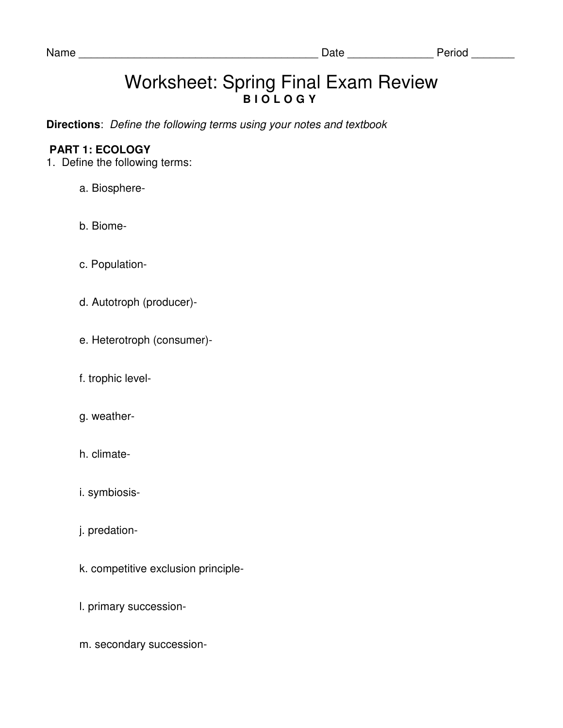Name ______________________________________ Date _____________ Period _______

# Worksheet: Spring Final Exam Review

**B I O L O G Y**

**Directions**: *Define the following terms using your notes and textbook*

**PART 1: ECOLOGY**

1. Define the following terms:

   a. Biosphere-

   b. Biome-

   c. Population-

   d. Autotroph (producer)-

   e. Heterotroph (consumer)-

   f. trophic level-

   g. weather-

   h. climate-

   i. symbiosis-

   j. predation-

   k. competitive exclusion principle-

   l. primary succession-

   m. secondary succession-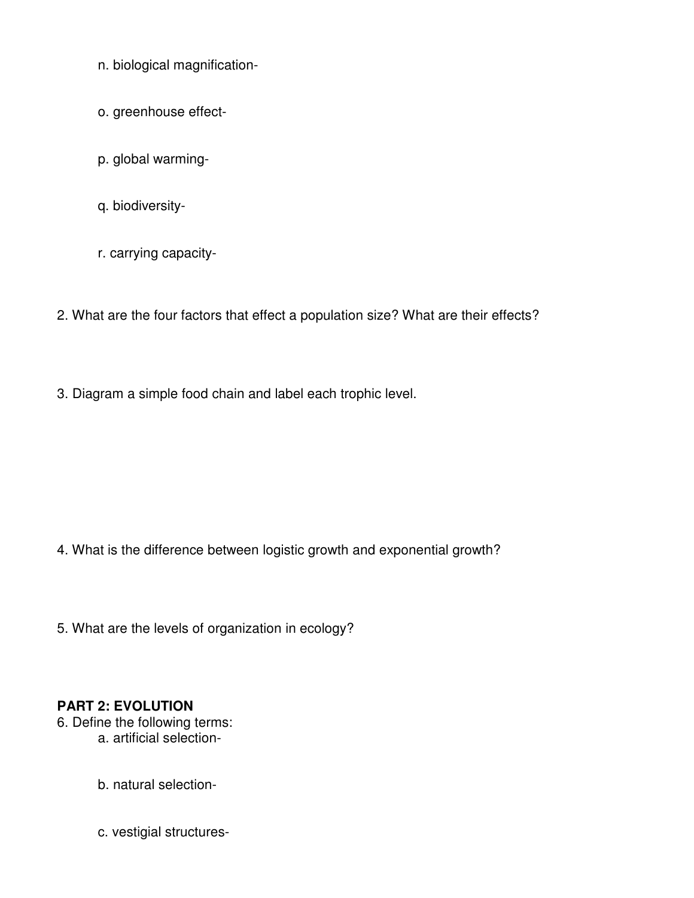n. biological magnification-

o. greenhouse effect-

p. global warming-

q. biodiversity-

r. carrying capacity-

2. What are the four factors that effect a population size? What are their effects?

3. Diagram a simple food chain and label each trophic level.

4. What is the difference between logistic growth and exponential growth?

5. What are the levels of organization in ecology?

**PART 2: EVOLUTION**

6. Define the following terms:

a. artificial selection-

b. natural selection-

c. vestigial structures-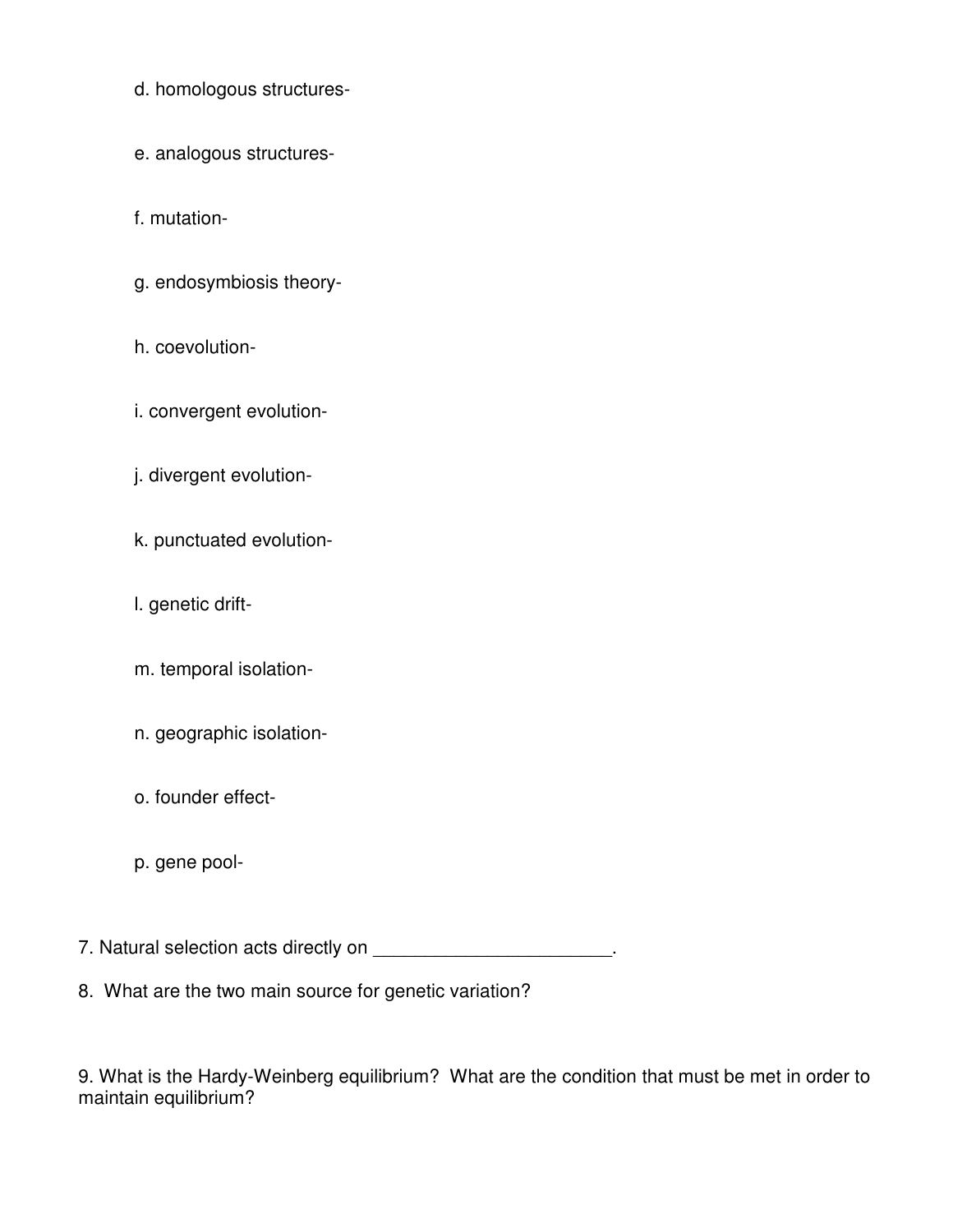d. homologous structures-

e. analogous structures-

f. mutation-

g. endosymbiosis theory-

h. coevolution-

i. convergent evolution-

j. divergent evolution-

k. punctuated evolution-

l. genetic drift-

m. temporal isolation-

n. geographic isolation-

o. founder effect-

p. gene pool-

7. Natural selection acts directly on ______________________.

8. What are the two main source for genetic variation?

9. What is the Hardy-Weinberg equilibrium? What are the condition that must be met in order to maintain equilibrium?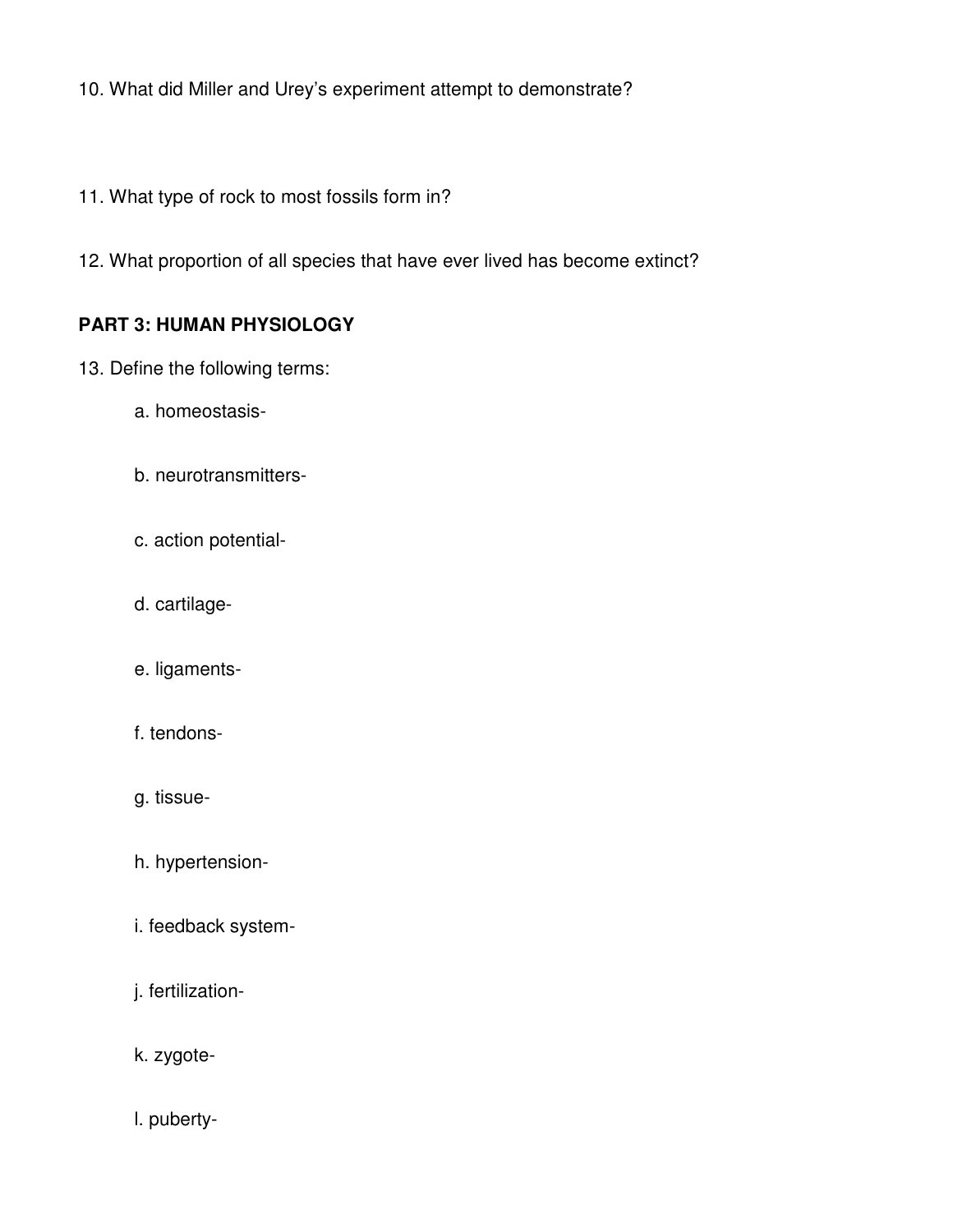10. What did Miller and Urey's experiment attempt to demonstrate?

11. What type of rock to most fossils form in?

12. What proportion of all species that have ever lived has become extinct?

**PART 3: HUMAN PHYSIOLOGY**

13. Define the following terms:

   a. homeostasis-

   b. neurotransmitters-

   c. action potential-

   d. cartilage-

   e. ligaments-

   f. tendons-

   g. tissue-

   h. hypertension-

   i. feedback system-

   j. fertilization-

   k. zygote-

   l. puberty-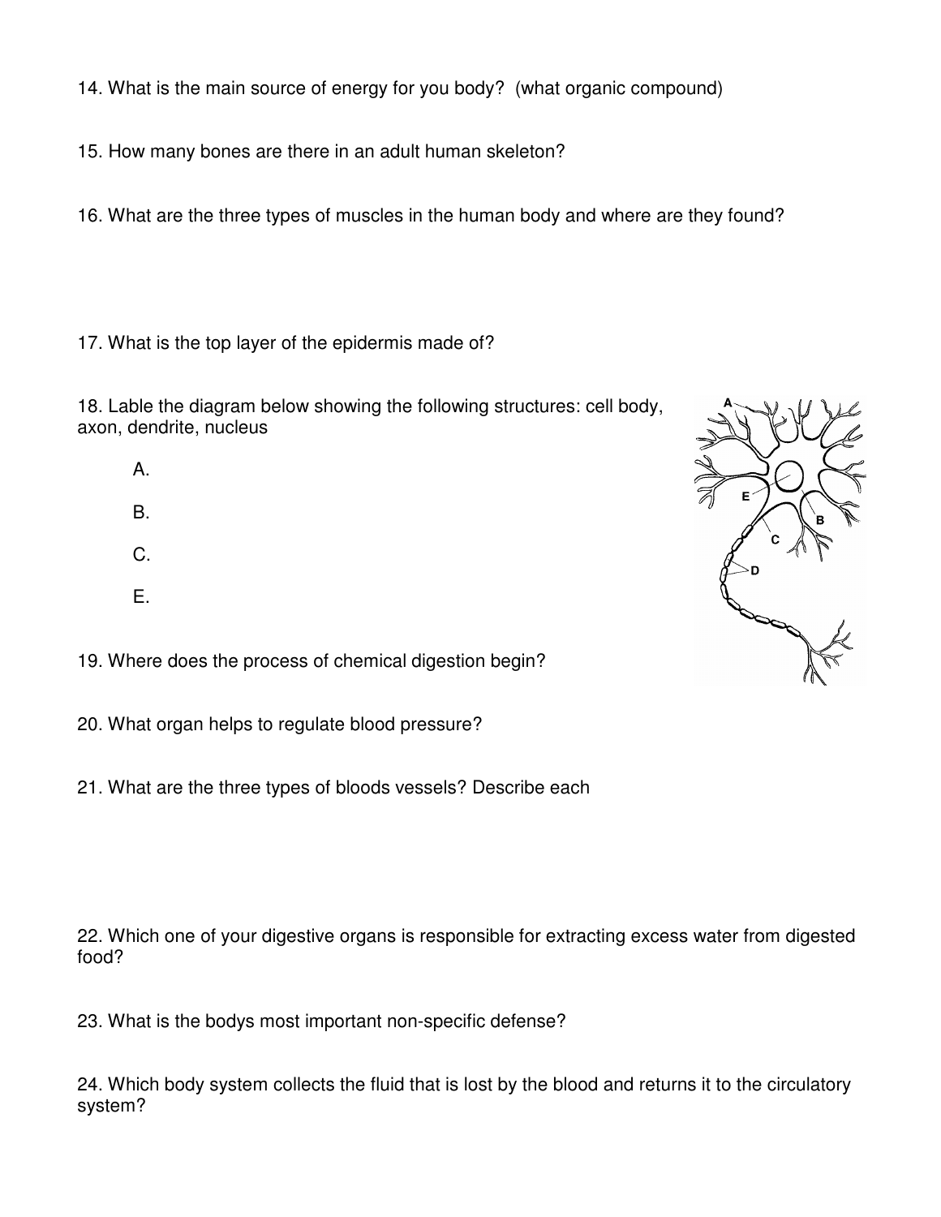14. What is the main source of energy for you body? (what organic compound)

15. How many bones are there in an adult human skeleton?

16. What are the three types of muscles in the human body and where are they found?

17. What is the top layer of the epidermis made of?

18. Lable the diagram below showing the following structures: cell body, axon, dendrite, nucleus

A.

B.

C.

E.

19. Where does the process of chemical digestion begin?

20. What organ helps to regulate blood pressure?

21. What are the three types of bloods vessels? Describe each

22. Which one of your digestive organs is responsible for extracting excess water from digested food?

23. What is the bodys most important non-specific defense?

24. Which body system collects the fluid that is lost by the blood and returns it to the circulatory system?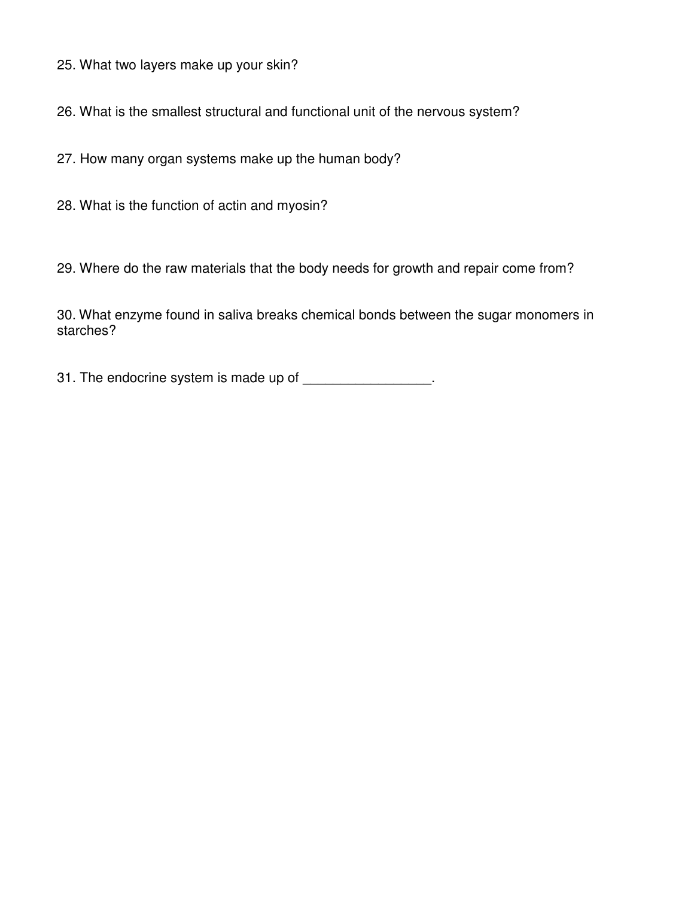25. What two layers make up your skin?

26. What is the smallest structural and functional unit of the nervous system?

27. How many organ systems make up the human body?

28. What is the function of actin and myosin?

29. Where do the raw materials that the body needs for growth and repair come from?

30. What enzyme found in saliva breaks chemical bonds between the sugar monomers in starches?

31. The endocrine system is made up of _________________.